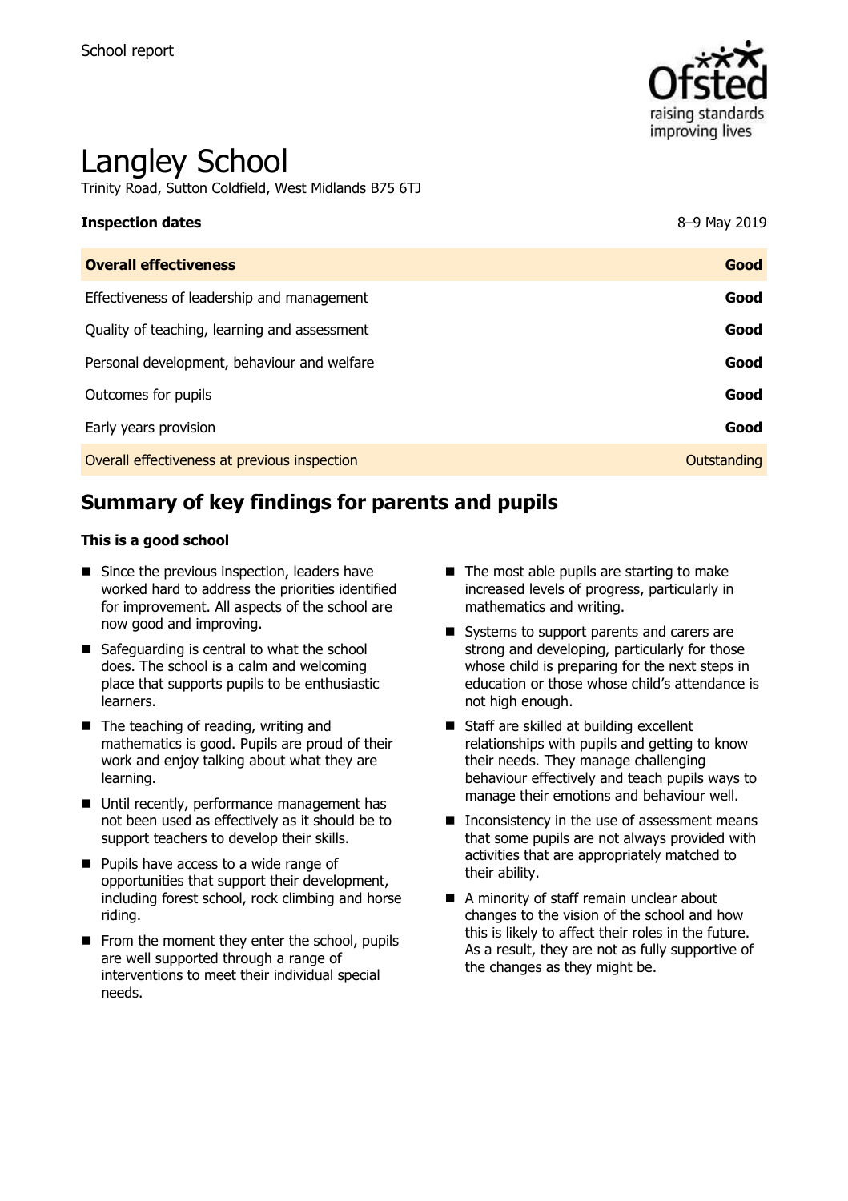School report

# Langley School

Trinity Road, Sutton Coldfield, West Midlands B75 6TJ

| **Inspection dates** | 8–9 May 2019 |
| --- | --- |
| **Overall effectiveness** | **Good** |
| Effectiveness of leadership and management | **Good** |
| Quality of teaching, learning and assessment | **Good** |
| Personal development, behaviour and welfare | **Good** |
| Outcomes for pupils | **Good** |
| Early years provision | **Good** |
| Overall effectiveness at previous inspection | Outstanding |

## Summary of key findings for parents and pupils

**This is a good school**

- Since the previous inspection, leaders have worked hard to address the priorities identified for improvement. All aspects of the school are now good and improving.
- Safeguarding is central to what the school does. The school is a calm and welcoming place that supports pupils to be enthusiastic learners.
- The teaching of reading, writing and mathematics is good. Pupils are proud of their work and enjoy talking about what they are learning.
- Until recently, performance management has not been used as effectively as it should be to support teachers to develop their skills.
- Pupils have access to a wide range of opportunities that support their development, including forest school, rock climbing and horse riding.
- From the moment they enter the school, pupils are well supported through a range of interventions to meet their individual special needs.
- The most able pupils are starting to make increased levels of progress, particularly in mathematics and writing.
- Systems to support parents and carers are strong and developing, particularly for those whose child is preparing for the next steps in education or those whose child's attendance is not high enough.
- Staff are skilled at building excellent relationships with pupils and getting to know their needs. They manage challenging behaviour effectively and teach pupils ways to manage their emotions and behaviour well.
- Inconsistency in the use of assessment means that some pupils are not always provided with activities that are appropriately matched to their ability.
- A minority of staff remain unclear about changes to the vision of the school and how this is likely to affect their roles in the future. As a result, they are not as fully supportive of the changes as they might be.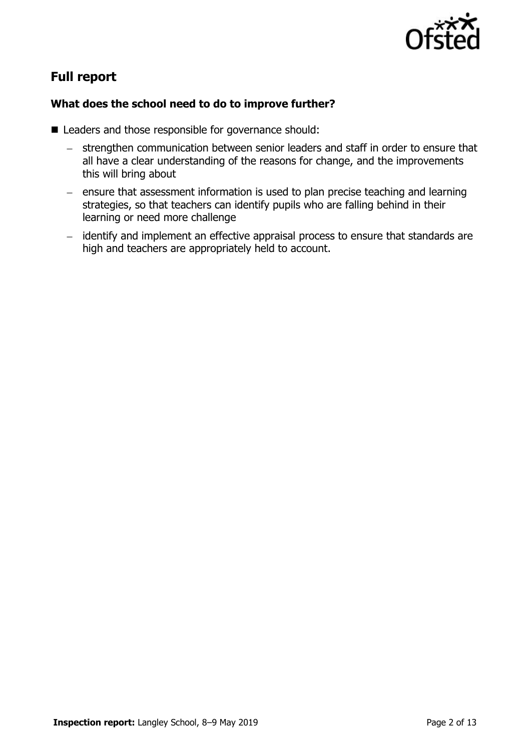## Full report

### What does the school need to do to improve further?

- Leaders and those responsible for governance should:
  - strengthen communication between senior leaders and staff in order to ensure that all have a clear understanding of the reasons for change, and the improvements this will bring about
  - ensure that assessment information is used to plan precise teaching and learning strategies, so that teachers can identify pupils who are falling behind in their learning or need more challenge
  - identify and implement an effective appraisal process to ensure that standards are high and teachers are appropriately held to account.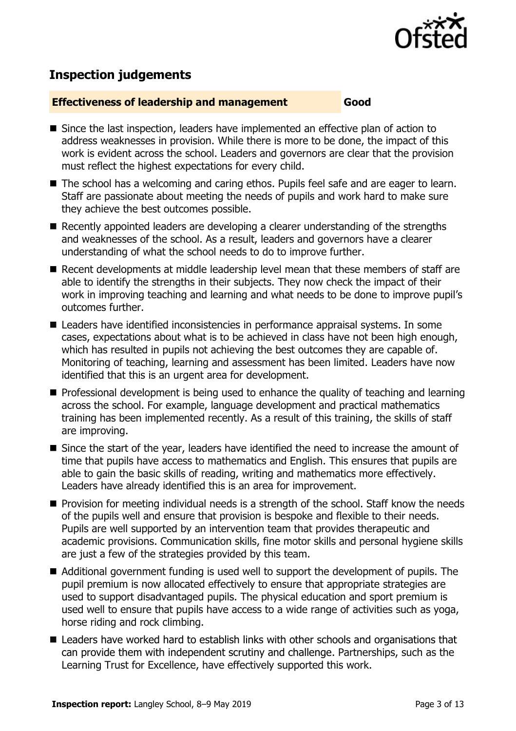## Inspection judgements

**Effectiveness of leadership and management** **Good**

- Since the last inspection, leaders have implemented an effective plan of action to address weaknesses in provision. While there is more to be done, the impact of this work is evident across the school. Leaders and governors are clear that the provision must reflect the highest expectations for every child.
- The school has a welcoming and caring ethos. Pupils feel safe and are eager to learn. Staff are passionate about meeting the needs of pupils and work hard to make sure they achieve the best outcomes possible.
- Recently appointed leaders are developing a clearer understanding of the strengths and weaknesses of the school. As a result, leaders and governors have a clearer understanding of what the school needs to do to improve further.
- Recent developments at middle leadership level mean that these members of staff are able to identify the strengths in their subjects. They now check the impact of their work in improving teaching and learning and what needs to be done to improve pupil's outcomes further.
- Leaders have identified inconsistencies in performance appraisal systems. In some cases, expectations about what is to be achieved in class have not been high enough, which has resulted in pupils not achieving the best outcomes they are capable of. Monitoring of teaching, learning and assessment has been limited. Leaders have now identified that this is an urgent area for development.
- Professional development is being used to enhance the quality of teaching and learning across the school. For example, language development and practical mathematics training has been implemented recently. As a result of this training, the skills of staff are improving.
- Since the start of the year, leaders have identified the need to increase the amount of time that pupils have access to mathematics and English. This ensures that pupils are able to gain the basic skills of reading, writing and mathematics more effectively. Leaders have already identified this is an area for improvement.
- Provision for meeting individual needs is a strength of the school. Staff know the needs of the pupils well and ensure that provision is bespoke and flexible to their needs. Pupils are well supported by an intervention team that provides therapeutic and academic provisions. Communication skills, fine motor skills and personal hygiene skills are just a few of the strategies provided by this team.
- Additional government funding is used well to support the development of pupils. The pupil premium is now allocated effectively to ensure that appropriate strategies are used to support disadvantaged pupils. The physical education and sport premium is used well to ensure that pupils have access to a wide range of activities such as yoga, horse riding and rock climbing.
- Leaders have worked hard to establish links with other schools and organisations that can provide them with independent scrutiny and challenge. Partnerships, such as the Learning Trust for Excellence, have effectively supported this work.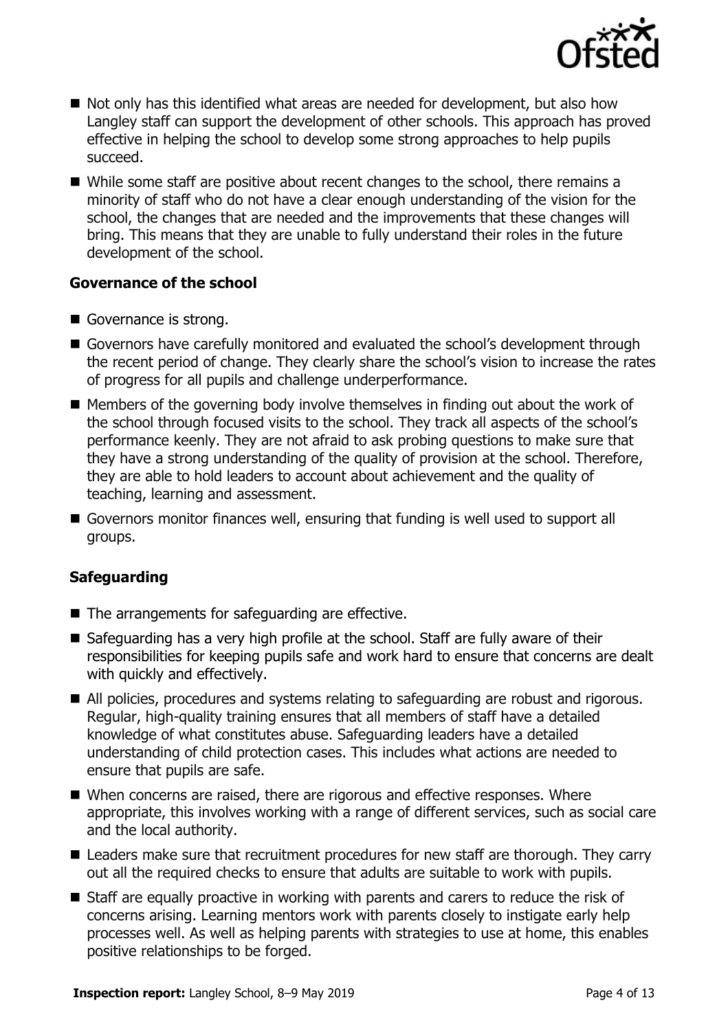- Not only has this identified what areas are needed for development, but also how Langley staff can support the development of other schools. This approach has proved effective in helping the school to develop some strong approaches to help pupils succeed.
- While some staff are positive about recent changes to the school, there remains a minority of staff who do not have a clear enough understanding of the vision for the school, the changes that are needed and the improvements that these changes will bring. This means that they are unable to fully understand their roles in the future development of the school.

### Governance of the school

- Governance is strong.
- Governors have carefully monitored and evaluated the school's development through the recent period of change. They clearly share the school's vision to increase the rates of progress for all pupils and challenge underperformance.
- Members of the governing body involve themselves in finding out about the work of the school through focused visits to the school. They track all aspects of the school's performance keenly. They are not afraid to ask probing questions to make sure that they have a strong understanding of the quality of provision at the school. Therefore, they are able to hold leaders to account about achievement and the quality of teaching, learning and assessment.
- Governors monitor finances well, ensuring that funding is well used to support all groups.

### Safeguarding

- The arrangements for safeguarding are effective.
- Safeguarding has a very high profile at the school. Staff are fully aware of their responsibilities for keeping pupils safe and work hard to ensure that concerns are dealt with quickly and effectively.
- All policies, procedures and systems relating to safeguarding are robust and rigorous. Regular, high-quality training ensures that all members of staff have a detailed knowledge of what constitutes abuse. Safeguarding leaders have a detailed understanding of child protection cases. This includes what actions are needed to ensure that pupils are safe.
- When concerns are raised, there are rigorous and effective responses. Where appropriate, this involves working with a range of different services, such as social care and the local authority.
- Leaders make sure that recruitment procedures for new staff are thorough. They carry out all the required checks to ensure that adults are suitable to work with pupils.
- Staff are equally proactive in working with parents and carers to reduce the risk of concerns arising. Learning mentors work with parents closely to instigate early help processes well. As well as helping parents with strategies to use at home, this enables positive relationships to be forged.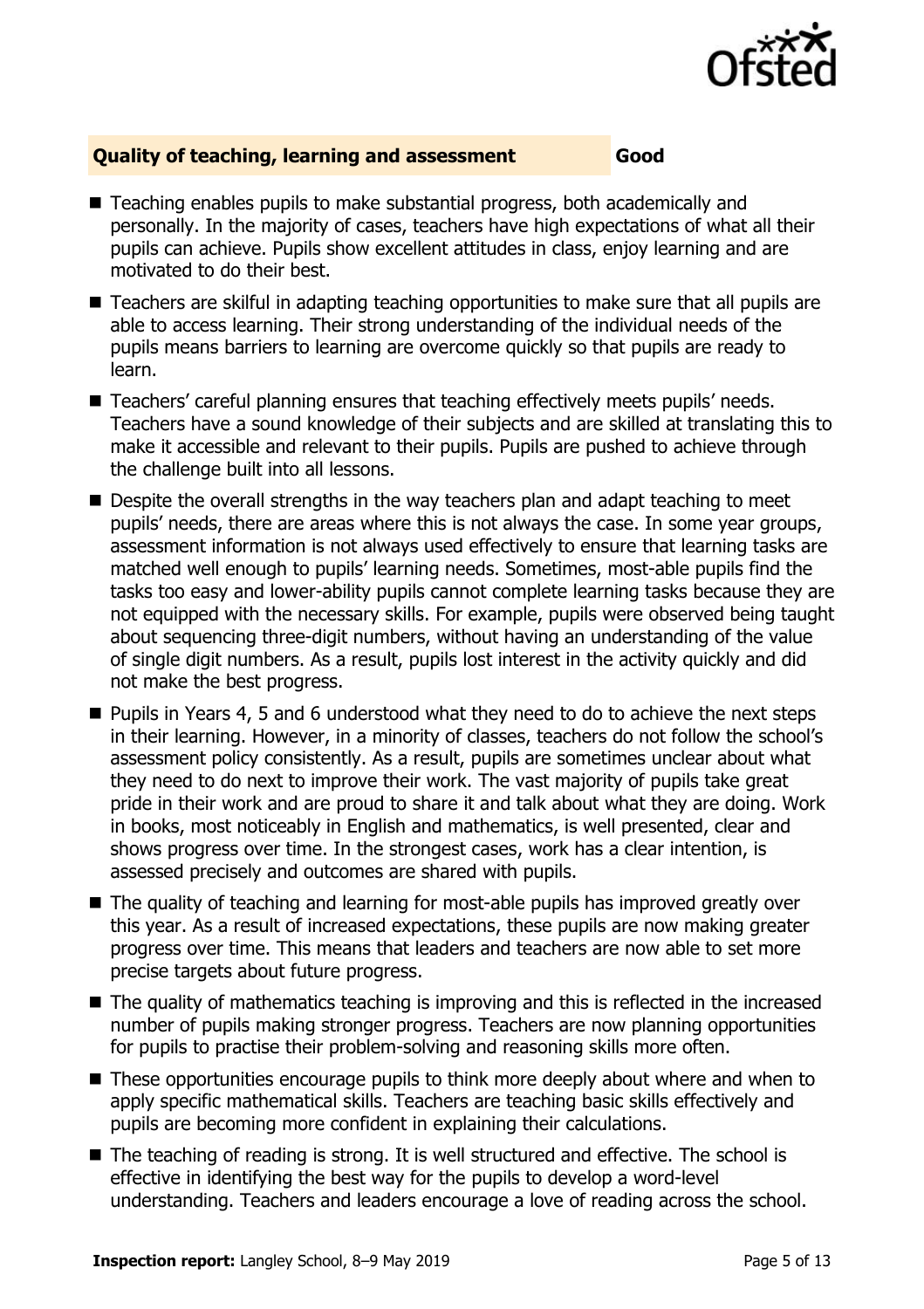## Quality of teaching, learning and assessment **Good**

- Teaching enables pupils to make substantial progress, both academically and personally. In the majority of cases, teachers have high expectations of what all their pupils can achieve. Pupils show excellent attitudes in class, enjoy learning and are motivated to do their best.
- Teachers are skilful in adapting teaching opportunities to make sure that all pupils are able to access learning. Their strong understanding of the individual needs of the pupils means barriers to learning are overcome quickly so that pupils are ready to learn.
- Teachers' careful planning ensures that teaching effectively meets pupils' needs. Teachers have a sound knowledge of their subjects and are skilled at translating this to make it accessible and relevant to their pupils. Pupils are pushed to achieve through the challenge built into all lessons.
- Despite the overall strengths in the way teachers plan and adapt teaching to meet pupils' needs, there are areas where this is not always the case. In some year groups, assessment information is not always used effectively to ensure that learning tasks are matched well enough to pupils' learning needs. Sometimes, most-able pupils find the tasks too easy and lower-ability pupils cannot complete learning tasks because they are not equipped with the necessary skills. For example, pupils were observed being taught about sequencing three-digit numbers, without having an understanding of the value of single digit numbers. As a result, pupils lost interest in the activity quickly and did not make the best progress.
- Pupils in Years 4, 5 and 6 understood what they need to do to achieve the next steps in their learning. However, in a minority of classes, teachers do not follow the school's assessment policy consistently. As a result, pupils are sometimes unclear about what they need to do next to improve their work. The vast majority of pupils take great pride in their work and are proud to share it and talk about what they are doing. Work in books, most noticeably in English and mathematics, is well presented, clear and shows progress over time. In the strongest cases, work has a clear intention, is assessed precisely and outcomes are shared with pupils.
- The quality of teaching and learning for most-able pupils has improved greatly over this year. As a result of increased expectations, these pupils are now making greater progress over time. This means that leaders and teachers are now able to set more precise targets about future progress.
- The quality of mathematics teaching is improving and this is reflected in the increased number of pupils making stronger progress. Teachers are now planning opportunities for pupils to practise their problem-solving and reasoning skills more often.
- These opportunities encourage pupils to think more deeply about where and when to apply specific mathematical skills. Teachers are teaching basic skills effectively and pupils are becoming more confident in explaining their calculations.
- The teaching of reading is strong. It is well structured and effective. The school is effective in identifying the best way for the pupils to develop a word-level understanding. Teachers and leaders encourage a love of reading across the school.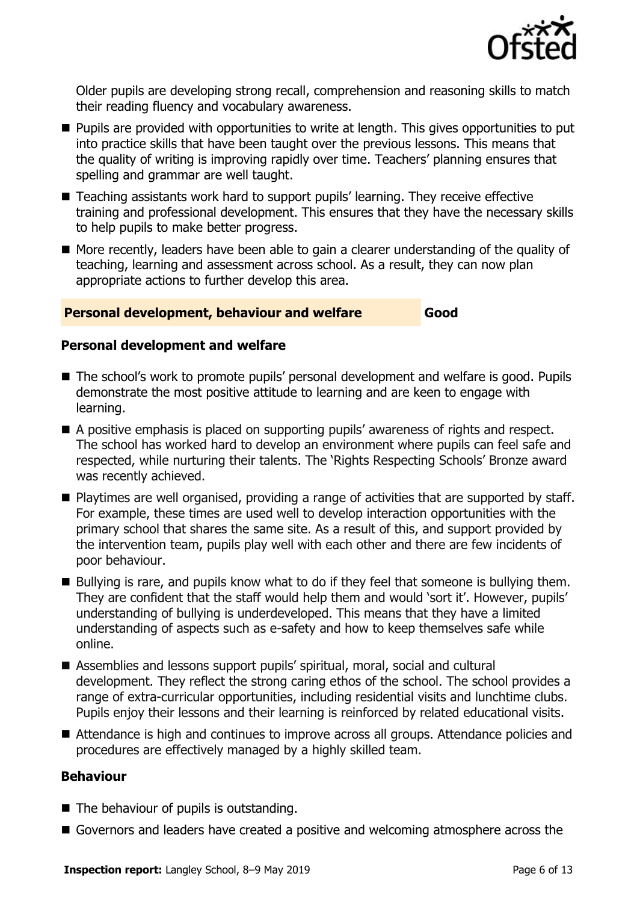Older pupils are developing strong recall, comprehension and reasoning skills to match their reading fluency and vocabulary awareness.

- Pupils are provided with opportunities to write at length. This gives opportunities to put into practice skills that have been taught over the previous lessons. This means that the quality of writing is improving rapidly over time. Teachers' planning ensures that spelling and grammar are well taught.
- Teaching assistants work hard to support pupils' learning. They receive effective training and professional development. This ensures that they have the necessary skills to help pupils to make better progress.
- More recently, leaders have been able to gain a clearer understanding of the quality of teaching, learning and assessment across school. As a result, they can now plan appropriate actions to further develop this area.

## Personal development, behaviour and welfare — Good

### Personal development and welfare

- The school's work to promote pupils' personal development and welfare is good. Pupils demonstrate the most positive attitude to learning and are keen to engage with learning.
- A positive emphasis is placed on supporting pupils' awareness of rights and respect. The school has worked hard to develop an environment where pupils can feel safe and respected, while nurturing their talents. The 'Rights Respecting Schools' Bronze award was recently achieved.
- Playtimes are well organised, providing a range of activities that are supported by staff. For example, these times are used well to develop interaction opportunities with the primary school that shares the same site. As a result of this, and support provided by the intervention team, pupils play well with each other and there are few incidents of poor behaviour.
- Bullying is rare, and pupils know what to do if they feel that someone is bullying them. They are confident that the staff would help them and would 'sort it'. However, pupils' understanding of bullying is underdeveloped. This means that they have a limited understanding of aspects such as e-safety and how to keep themselves safe while online.
- Assemblies and lessons support pupils' spiritual, moral, social and cultural development. They reflect the strong caring ethos of the school. The school provides a range of extra-curricular opportunities, including residential visits and lunchtime clubs. Pupils enjoy their lessons and their learning is reinforced by related educational visits.
- Attendance is high and continues to improve across all groups. Attendance policies and procedures are effectively managed by a highly skilled team.

### Behaviour

- The behaviour of pupils is outstanding.
- Governors and leaders have created a positive and welcoming atmosphere across the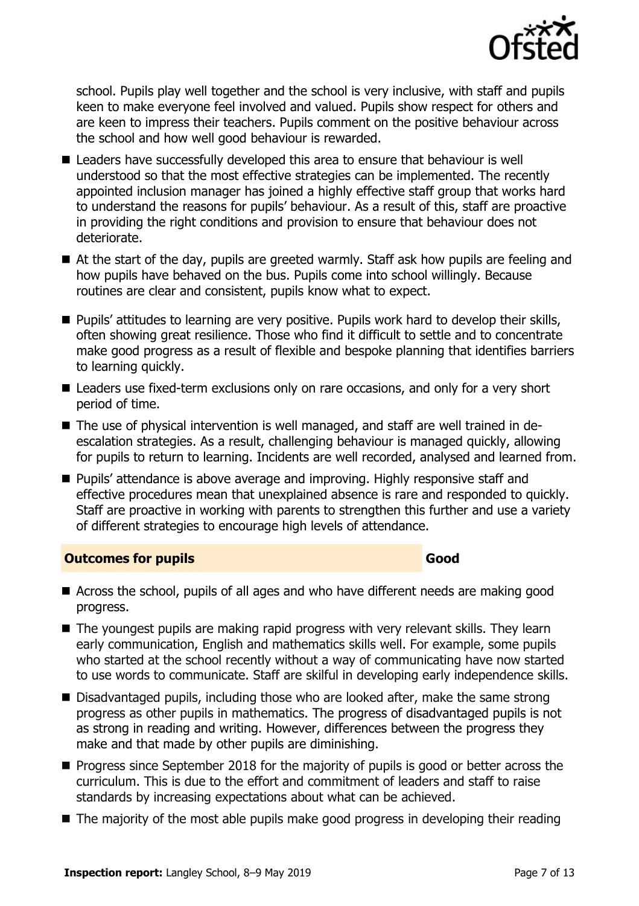school. Pupils play well together and the school is very inclusive, with staff and pupils keen to make everyone feel involved and valued. Pupils show respect for others and are keen to impress their teachers. Pupils comment on the positive behaviour across the school and how well good behaviour is rewarded.

- Leaders have successfully developed this area to ensure that behaviour is well understood so that the most effective strategies can be implemented. The recently appointed inclusion manager has joined a highly effective staff group that works hard to understand the reasons for pupils' behaviour. As a result of this, staff are proactive in providing the right conditions and provision to ensure that behaviour does not deteriorate.
- At the start of the day, pupils are greeted warmly. Staff ask how pupils are feeling and how pupils have behaved on the bus. Pupils come into school willingly. Because routines are clear and consistent, pupils know what to expect.
- Pupils' attitudes to learning are very positive. Pupils work hard to develop their skills, often showing great resilience. Those who find it difficult to settle and to concentrate make good progress as a result of flexible and bespoke planning that identifies barriers to learning quickly.
- Leaders use fixed-term exclusions only on rare occasions, and only for a very short period of time.
- The use of physical intervention is well managed, and staff are well trained in de-escalation strategies. As a result, challenging behaviour is managed quickly, allowing for pupils to return to learning. Incidents are well recorded, analysed and learned from.
- Pupils' attendance is above average and improving. Highly responsive staff and effective procedures mean that unexplained absence is rare and responded to quickly. Staff are proactive in working with parents to strengthen this further and use a variety of different strategies to encourage high levels of attendance.

## Outcomes for pupils — Good

- Across the school, pupils of all ages and who have different needs are making good progress.
- The youngest pupils are making rapid progress with very relevant skills. They learn early communication, English and mathematics skills well. For example, some pupils who started at the school recently without a way of communicating have now started to use words to communicate. Staff are skilful in developing early independence skills.
- Disadvantaged pupils, including those who are looked after, make the same strong progress as other pupils in mathematics. The progress of disadvantaged pupils is not as strong in reading and writing. However, differences between the progress they make and that made by other pupils are diminishing.
- Progress since September 2018 for the majority of pupils is good or better across the curriculum. This is due to the effort and commitment of leaders and staff to raise standards by increasing expectations about what can be achieved.
- The majority of the most able pupils make good progress in developing their reading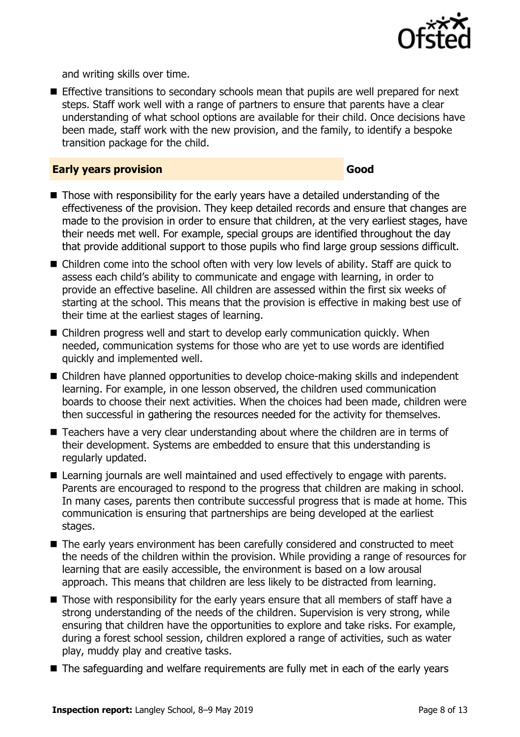and writing skills over time.

- Effective transitions to secondary schools mean that pupils are well prepared for next steps. Staff work well with a range of partners to ensure that parents have a clear understanding of what school options are available for their child. Once decisions have been made, staff work with the new provision, and the family, to identify a bespoke transition package for the child.

### Early years provision — Good

- Those with responsibility for the early years have a detailed understanding of the effectiveness of the provision. They keep detailed records and ensure that changes are made to the provision in order to ensure that children, at the very earliest stages, have their needs met well. For example, special groups are identified throughout the day that provide additional support to those pupils who find large group sessions difficult.
- Children come into the school often with very low levels of ability. Staff are quick to assess each child's ability to communicate and engage with learning, in order to provide an effective baseline. All children are assessed within the first six weeks of starting at the school. This means that the provision is effective in making best use of their time at the earliest stages of learning.
- Children progress well and start to develop early communication quickly. When needed, communication systems for those who are yet to use words are identified quickly and implemented well.
- Children have planned opportunities to develop choice-making skills and independent learning. For example, in one lesson observed, the children used communication boards to choose their next activities. When the choices had been made, children were then successful in gathering the resources needed for the activity for themselves.
- Teachers have a very clear understanding about where the children are in terms of their development. Systems are embedded to ensure that this understanding is regularly updated.
- Learning journals are well maintained and used effectively to engage with parents. Parents are encouraged to respond to the progress that children are making in school. In many cases, parents then contribute successful progress that is made at home. This communication is ensuring that partnerships are being developed at the earliest stages.
- The early years environment has been carefully considered and constructed to meet the needs of the children within the provision. While providing a range of resources for learning that are easily accessible, the environment is based on a low arousal approach. This means that children are less likely to be distracted from learning.
- Those with responsibility for the early years ensure that all members of staff have a strong understanding of the needs of the children. Supervision is very strong, while ensuring that children have the opportunities to explore and take risks. For example, during a forest school session, children explored a range of activities, such as water play, muddy play and creative tasks.
- The safeguarding and welfare requirements are fully met in each of the early years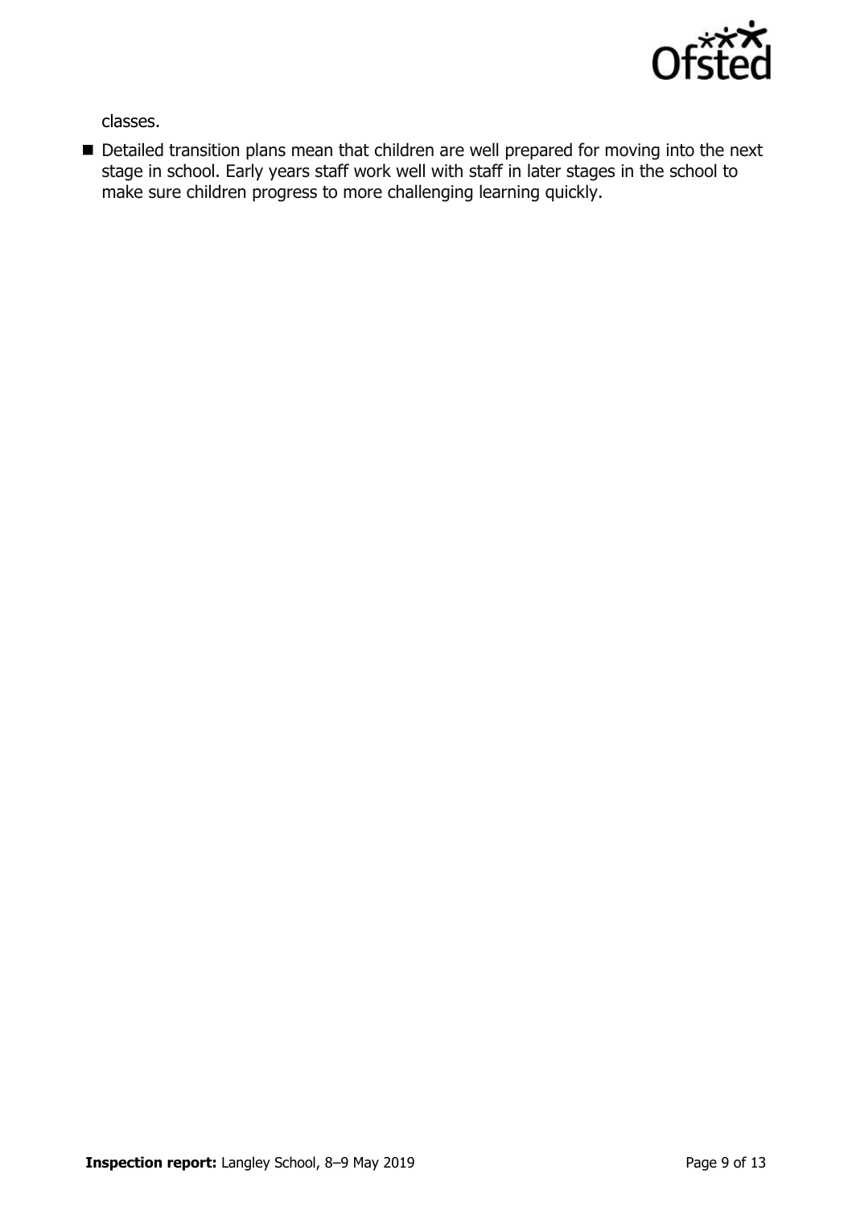classes.

- Detailed transition plans mean that children are well prepared for moving into the next stage in school. Early years staff work well with staff in later stages in the school to make sure children progress to more challenging learning quickly.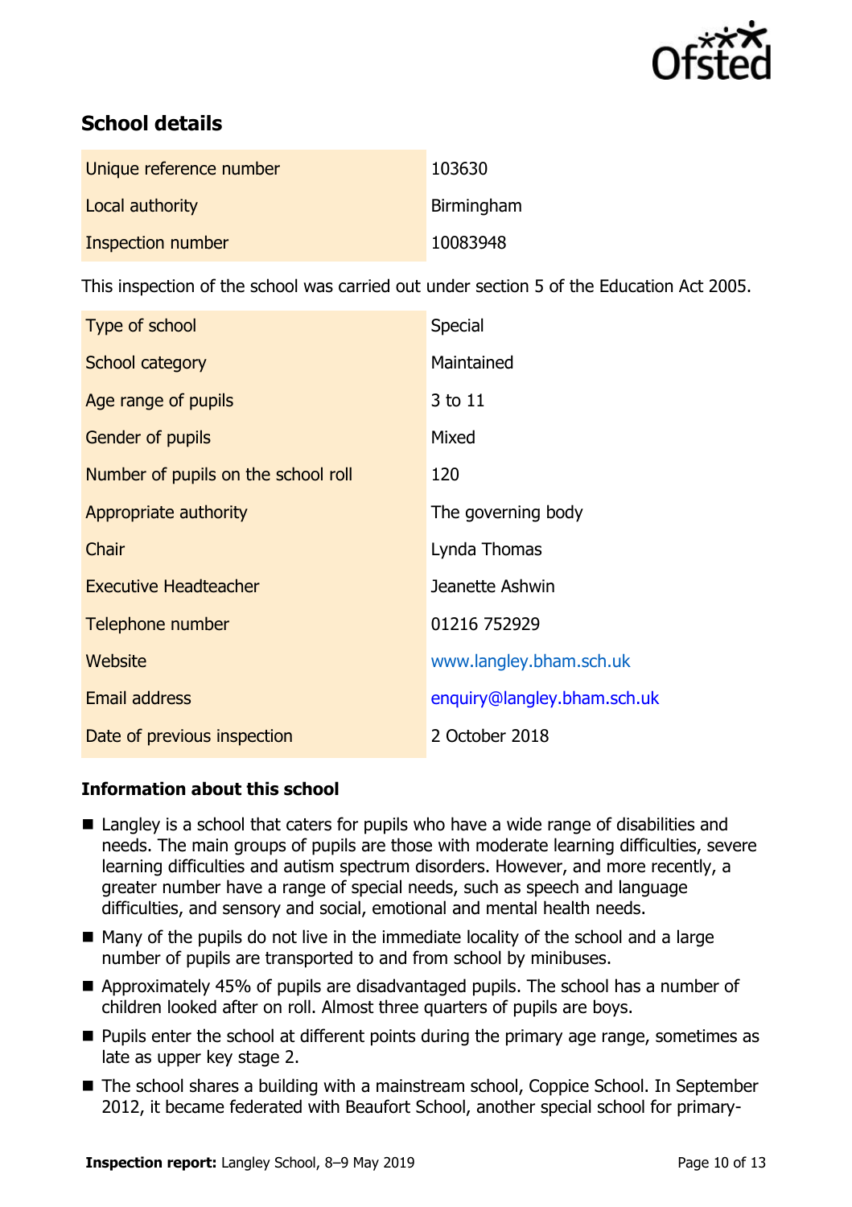## School details

| | |
|---|---|
| Unique reference number | 103630 |
| Local authority | Birmingham |
| Inspection number | 10083948 |

This inspection of the school was carried out under section 5 of the Education Act 2005.

| | |
|---|---|
| Type of school | Special |
| School category | Maintained |
| Age range of pupils | 3 to 11 |
| Gender of pupils | Mixed |
| Number of pupils on the school roll | 120 |
| Appropriate authority | The governing body |
| Chair | Lynda Thomas |
| Executive Headteacher | Jeanette Ashwin |
| Telephone number | 01216 752929 |
| Website | www.langley.bham.sch.uk |
| Email address | enquiry@langley.bham.sch.uk |
| Date of previous inspection | 2 October 2018 |

### Information about this school

- Langley is a school that caters for pupils who have a wide range of disabilities and needs. The main groups of pupils are those with moderate learning difficulties, severe learning difficulties and autism spectrum disorders. However, and more recently, a greater number have a range of special needs, such as speech and language difficulties, and sensory and social, emotional and mental health needs.
- Many of the pupils do not live in the immediate locality of the school and a large number of pupils are transported to and from school by minibuses.
- Approximately 45% of pupils are disadvantaged pupils. The school has a number of children looked after on roll. Almost three quarters of pupils are boys.
- Pupils enter the school at different points during the primary age range, sometimes as late as upper key stage 2.
- The school shares a building with a mainstream school, Coppice School. In September 2012, it became federated with Beaufort School, another special school for primary-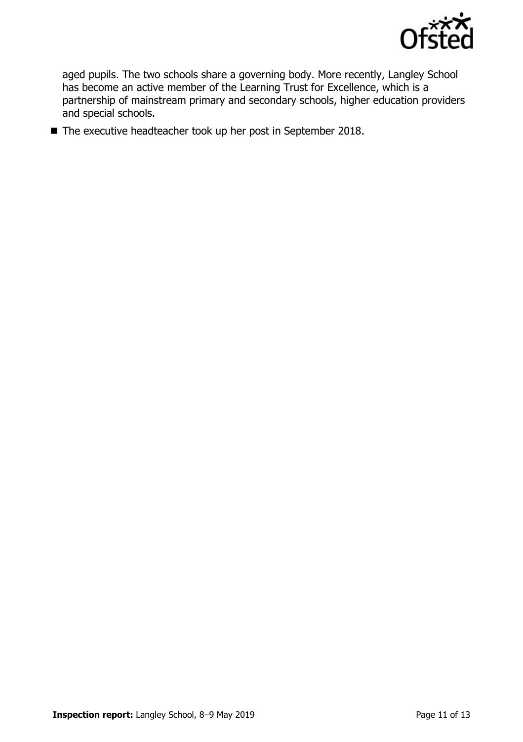aged pupils. The two schools share a governing body. More recently, Langley School has become an active member of the Learning Trust for Excellence, which is a partnership of mainstream primary and secondary schools, higher education providers and special schools.

- The executive headteacher took up her post in September 2018.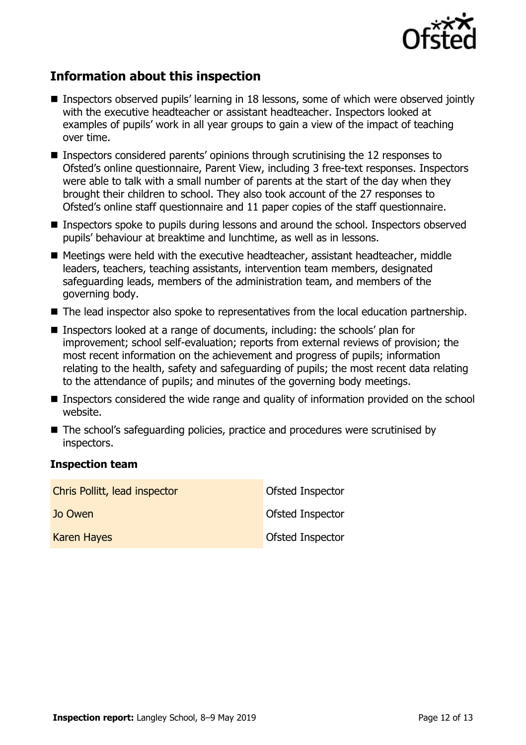## Information about this inspection

- Inspectors observed pupils' learning in 18 lessons, some of which were observed jointly with the executive headteacher or assistant headteacher. Inspectors looked at examples of pupils' work in all year groups to gain a view of the impact of teaching over time.
- Inspectors considered parents' opinions through scrutinising the 12 responses to Ofsted's online questionnaire, Parent View, including 3 free-text responses. Inspectors were able to talk with a small number of parents at the start of the day when they brought their children to school. They also took account of the 27 responses to Ofsted's online staff questionnaire and 11 paper copies of the staff questionnaire.
- Inspectors spoke to pupils during lessons and around the school. Inspectors observed pupils' behaviour at breaktime and lunchtime, as well as in lessons.
- Meetings were held with the executive headteacher, assistant headteacher, middle leaders, teachers, teaching assistants, intervention team members, designated safeguarding leads, members of the administration team, and members of the governing body.
- The lead inspector also spoke to representatives from the local education partnership.
- Inspectors looked at a range of documents, including: the schools' plan for improvement; school self-evaluation; reports from external reviews of provision; the most recent information on the achievement and progress of pupils; information relating to the health, safety and safeguarding of pupils; the most recent data relating to the attendance of pupils; and minutes of the governing body meetings.
- Inspectors considered the wide range and quality of information provided on the school website.
- The school's safeguarding policies, practice and procedures were scrutinised by inspectors.

### Inspection team

| | |
|---|---|
| Chris Pollitt, lead inspector | Ofsted Inspector |
| Jo Owen | Ofsted Inspector |
| Karen Hayes | Ofsted Inspector |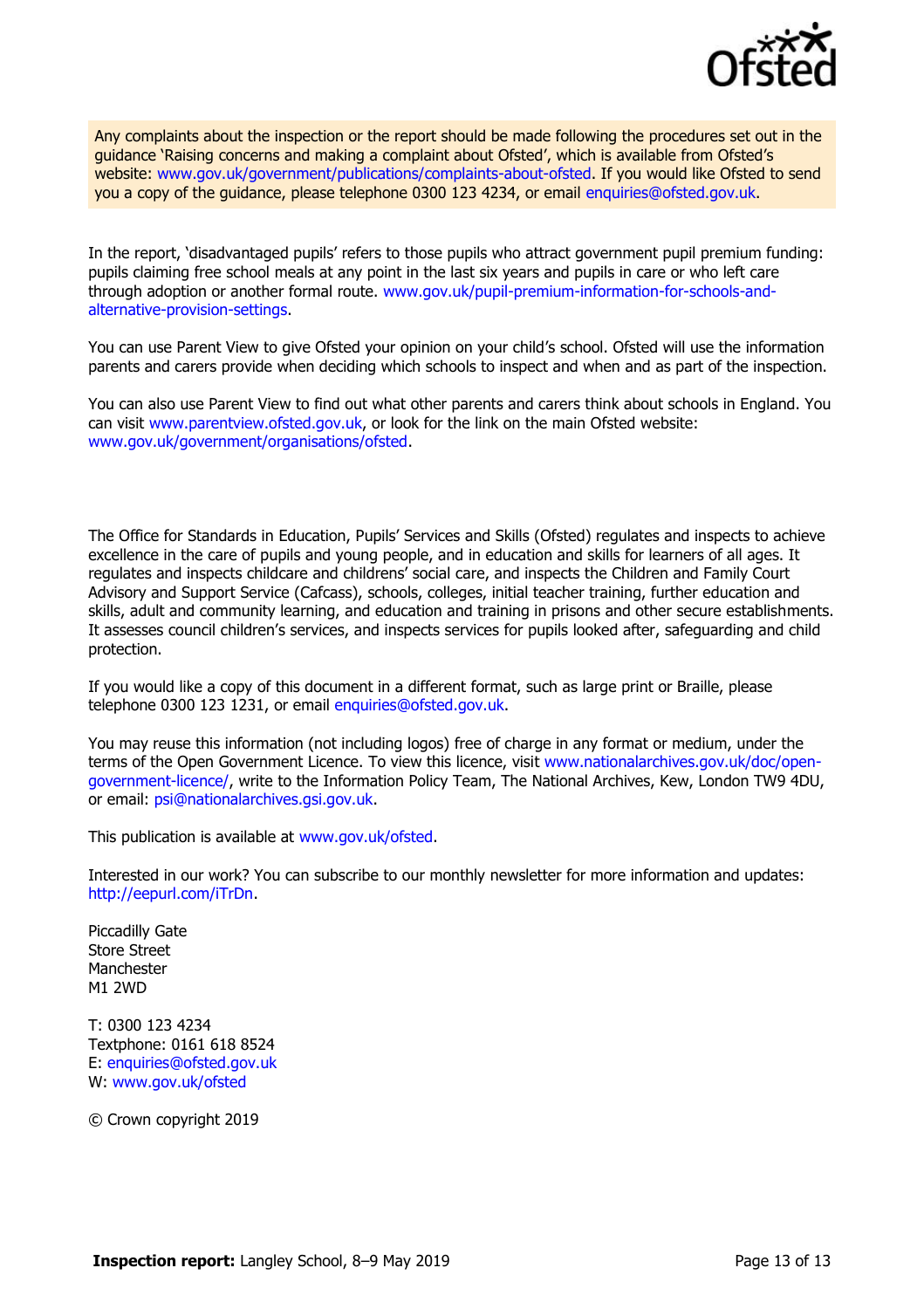Any complaints about the inspection or the report should be made following the procedures set out in the guidance 'Raising concerns and making a complaint about Ofsted', which is available from Ofsted's website: www.gov.uk/government/publications/complaints-about-ofsted. If you would like Ofsted to send you a copy of the guidance, please telephone 0300 123 4234, or email enquiries@ofsted.gov.uk.

In the report, 'disadvantaged pupils' refers to those pupils who attract government pupil premium funding: pupils claiming free school meals at any point in the last six years and pupils in care or who left care through adoption or another formal route. www.gov.uk/pupil-premium-information-for-schools-and-alternative-provision-settings.

You can use Parent View to give Ofsted your opinion on your child's school. Ofsted will use the information parents and carers provide when deciding which schools to inspect and when and as part of the inspection.

You can also use Parent View to find out what other parents and carers think about schools in England. You can visit www.parentview.ofsted.gov.uk, or look for the link on the main Ofsted website: www.gov.uk/government/organisations/ofsted.

The Office for Standards in Education, Pupils' Services and Skills (Ofsted) regulates and inspects to achieve excellence in the care of pupils and young people, and in education and skills for learners of all ages. It regulates and inspects childcare and childrens' social care, and inspects the Children and Family Court Advisory and Support Service (Cafcass), schools, colleges, initial teacher training, further education and skills, adult and community learning, and education and training in prisons and other secure establishments. It assesses council children's services, and inspects services for pupils looked after, safeguarding and child protection.

If you would like a copy of this document in a different format, such as large print or Braille, please telephone 0300 123 1231, or email enquiries@ofsted.gov.uk.

You may reuse this information (not including logos) free of charge in any format or medium, under the terms of the Open Government Licence. To view this licence, visit www.nationalarchives.gov.uk/doc/open-government-licence/, write to the Information Policy Team, The National Archives, Kew, London TW9 4DU, or email: psi@nationalarchives.gsi.gov.uk.

This publication is available at www.gov.uk/ofsted.

Interested in our work? You can subscribe to our monthly newsletter for more information and updates: http://eepurl.com/iTrDn.

Piccadilly Gate
Store Street
Manchester
M1 2WD

T: 0300 123 4234
Textphone: 0161 618 8524
E: enquiries@ofsted.gov.uk
W: www.gov.uk/ofsted

© Crown copyright 2019